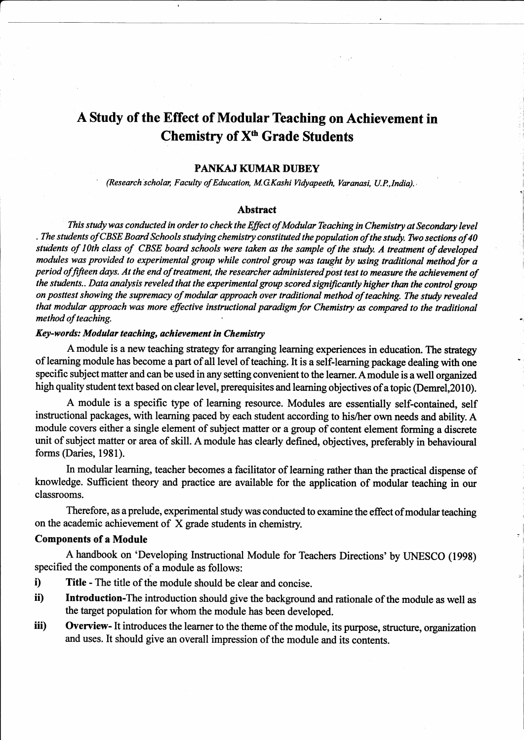# A Study of the Effect of Modular Teaching on Achievement in Chemistry of X[th] Grade Students

**PANKAJ KUMAR DUBEY**

*(Research scholar, Faculty of Education, M.G.Kashi Vidyapeeth, Varanasi, U.P., India).*

## Abstract

*This study was conducted in order to check the Effect of Modular Teaching in Chemistry at Secondary level . The students of CBSE Board Schools studying chemistry constituted the population of the study. Two sections of 40 students of 10th class of CBSE board schools were taken as the sample of the study. A treatment of developed modules was provided to experimental group while control group was taught by using traditional method for a period of fifteen days. At the end of treatment, the researcher administered post test to measure the achievement of the students.. Data analysis reveled that the experimental group scored significantly higher than the control group on posttest showing the supremacy of modular approach over traditional method of teaching. The study revealed that modular approach was more effective instructional paradigm for Chemistry as compared to the traditional method of teaching.*

***Key-words: Modular teaching, achievement in Chemistry***

A module is a new teaching strategy for arranging learning experiences in education. The strategy of learning module has become a part of all level of teaching. It is a self-learning package dealing with one specific subject matter and can be used in any setting convenient to the learner. A module is a well organized high quality student text based on clear level, prerequisites and learning objectives of a topic (Demrel,2010).

A module is a specific type of learning resource. Modules are essentially self-contained, self instructional packages, with learning paced by each student according to his/her own needs and ability. A module covers either a single element of subject matter or a group of content element forming a discrete unit of subject matter or area of skill. A module has clearly defined, objectives, preferably in behavioural forms (Daries, 1981).

In modular learning, teacher becomes a facilitator of learning rather than the practical dispense of knowledge. Sufficient theory and practice are available for the application of modular teaching in our classrooms.

Therefore, as a prelude, experimental study was conducted to examine the effect of modular teaching on the academic achievement of X grade students in chemistry.

### Components of a Module

A handbook on 'Developing Instructional Module for Teachers Directions' by UNESCO (1998) specified the components of a module as follows:

i) **Title** - The title of the module should be clear and concise.

ii) **Introduction**-The introduction should give the background and rationale of the module as well as the target population for whom the module has been developed.

iii) **Overview**- It introduces the learner to the theme of the module, its purpose, structure, organization and uses. It should give an overall impression of the module and its contents.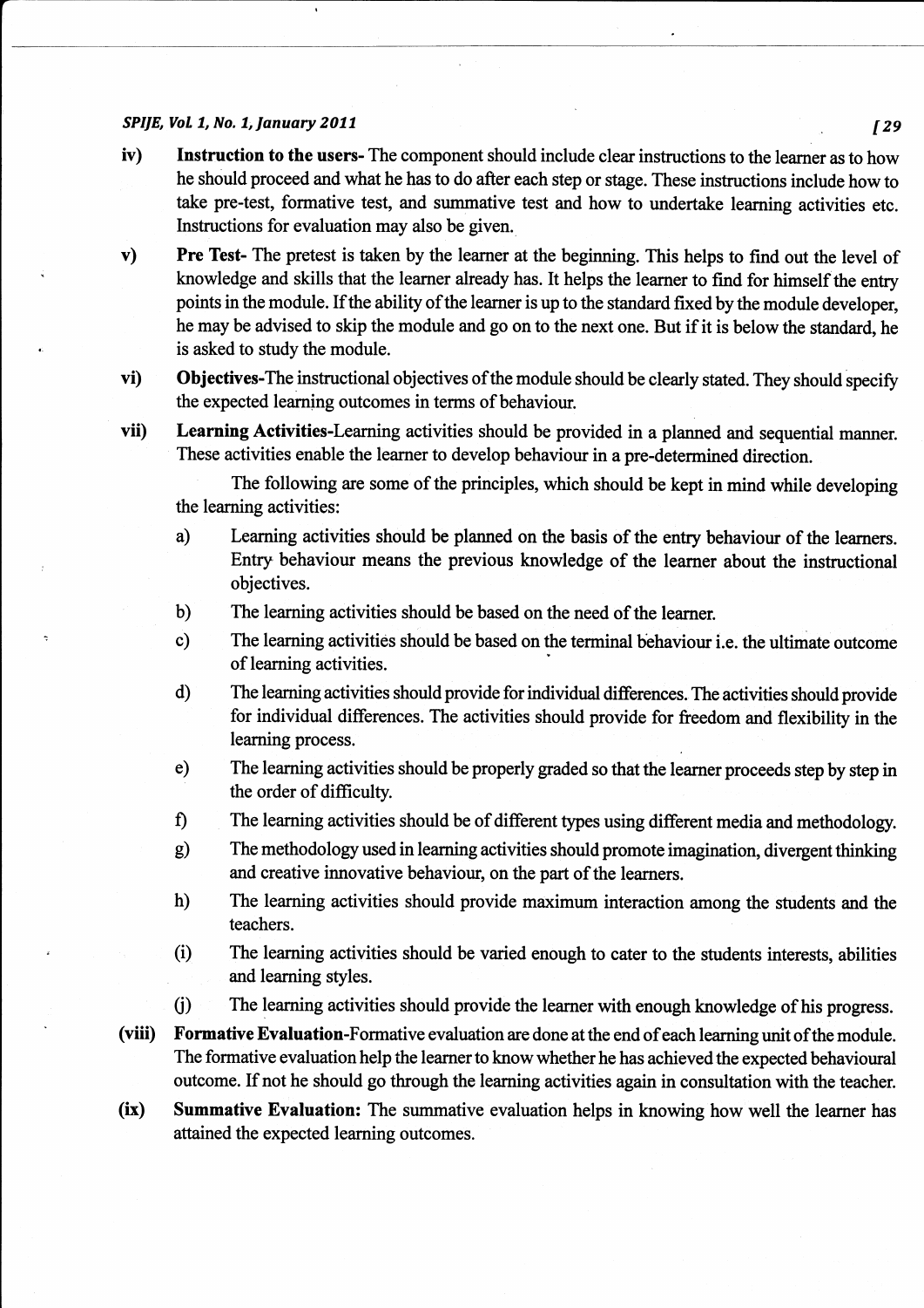iv) **Instruction to the users-** The component should include clear instructions to the learner as to how he should proceed and what he has to do after each step or stage. These instructions include how to take pre-test, formative test, and summative test and how to undertake learning activities etc. Instructions for evaluation may also be given.

v) **Pre Test-** The pretest is taken by the learner at the beginning. This helps to find out the level of knowledge and skills that the learner already has. It helps the learner to find for himself the entry points in the module. If the ability of the learner is up to the standard fixed by the module developer, he may be advised to skip the module and go on to the next one. But if it is below the standard, he is asked to study the module.

vi) **Objectives-**The instructional objectives of the module should be clearly stated. They should specify the expected learning outcomes in terms of behaviour.

vii) **Learning Activities-**Learning activities should be provided in a planned and sequential manner. These activities enable the learner to develop behaviour in a pre-determined direction.

The following are some of the principles, which should be kept in mind while developing the learning activities:

a) Learning activities should be planned on the basis of the entry behaviour of the learners. Entry behaviour means the previous knowledge of the learner about the instructional objectives.

b) The learning activities should be based on the need of the learner.

c) The learning activities should be based on the terminal behaviour i.e. the ultimate outcome of learning activities.

d) The learning activities should provide for individual differences. The activities should provide for individual differences. The activities should provide for freedom and flexibility in the learning process.

e) The learning activities should be properly graded so that the learner proceeds step by step in the order of difficulty.

f) The learning activities should be of different types using different media and methodology.

g) The methodology used in learning activities should promote imagination, divergent thinking and creative innovative behaviour, on the part of the learners.

h) The learning activities should provide maximum interaction among the students and the teachers.

(i) The learning activities should be varied enough to cater to the students interests, abilities and learning styles.

(j) The learning activities should provide the learner with enough knowledge of his progress.

(viii) **Formative Evaluation-**Formative evaluation are done at the end of each learning unit of the module. The formative evaluation help the learner to know whether he has achieved the expected behavioural outcome. If not he should go through the learning activities again in consultation with the teacher.

(ix) **Summative Evaluation:** The summative evaluation helps in knowing how well the learner has attained the expected learning outcomes.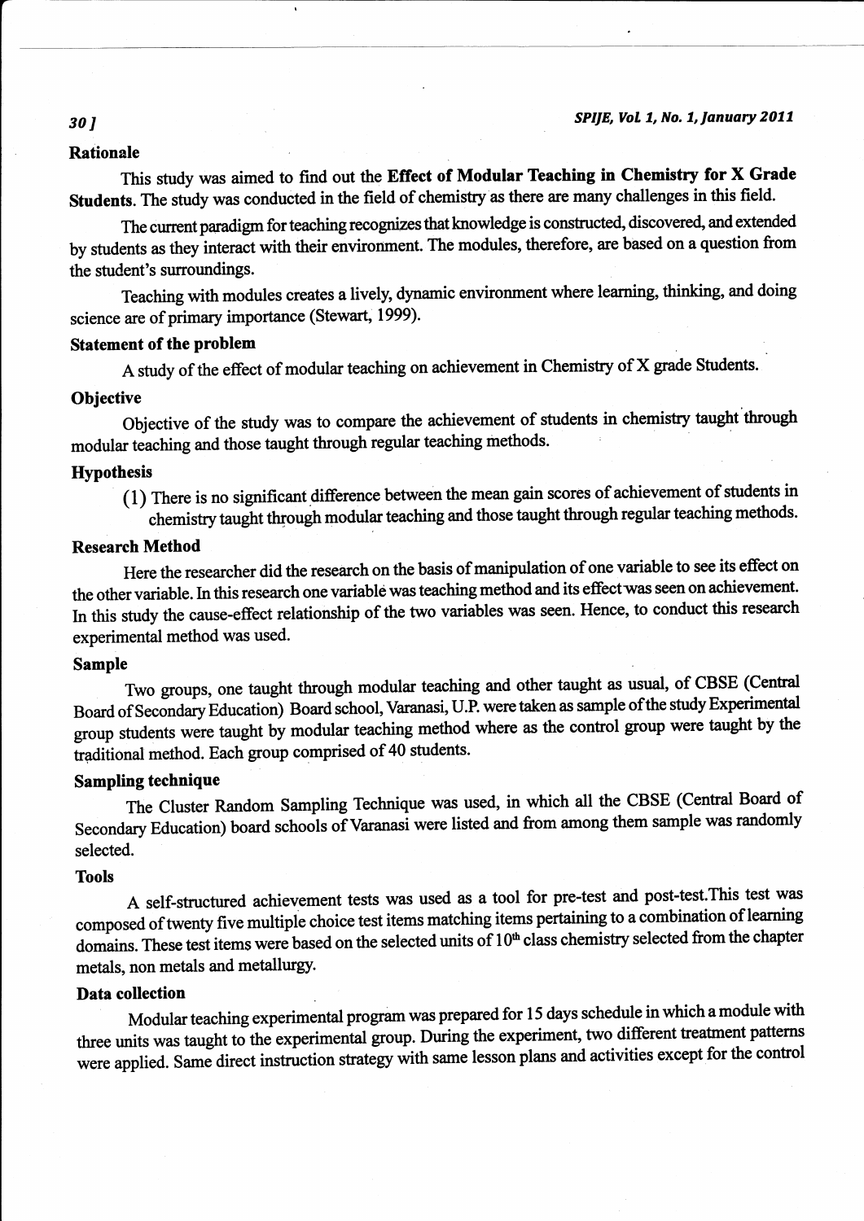## Rationale

This study was aimed to find out the **Effect of Modular Teaching in Chemistry for X Grade Students**. The study was conducted in the field of chemistry as there are many challenges in this field.

The current paradigm for teaching recognizes that knowledge is constructed, discovered, and extended by students as they interact with their environment. The modules, therefore, are based on a question from the student's surroundings.

Teaching with modules creates a lively, dynamic environment where learning, thinking, and doing science are of primary importance (Stewart, 1999).

## Statement of the problem

A study of the effect of modular teaching on achievement in Chemistry of X grade Students.

## Objective

Objective of the study was to compare the achievement of students in chemistry taught through modular teaching and those taught through regular teaching methods.

## Hypothesis

(1) There is no significant difference between the mean gain scores of achievement of students in chemistry taught through modular teaching and those taught through regular teaching methods.

## Research Method

Here the researcher did the research on the basis of manipulation of one variable to see its effect on the other variable. In this research one variable was teaching method and its effect was seen on achievement. In this study the cause-effect relationship of the two variables was seen. Hence, to conduct this research experimental method was used.

## Sample

Two groups, one taught through modular teaching and other taught as usual, of CBSE (Central Board of Secondary Education) Board school, Varanasi, U.P. were taken as sample of the study Experimental group students were taught by modular teaching method where as the control group were taught by the traditional method. Each group comprised of 40 students.

## Sampling technique

The Cluster Random Sampling Technique was used, in which all the CBSE (Central Board of Secondary Education) board schools of Varanasi were listed and from among them sample was randomly selected.

## Tools

A self-structured achievement tests was used as a tool for pre-test and post-test.This test was composed of twenty five multiple choice test items matching items pertaining to a combination of learning domains. These test items were based on the selected units of 10th class chemistry selected from the chapter metals, non metals and metallurgy.

## Data collection

Modular teaching experimental program was prepared for 15 days schedule in which a module with three units was taught to the experimental group. During the experiment, two different treatment patterns were applied. Same direct instruction strategy with same lesson plans and activities except for the control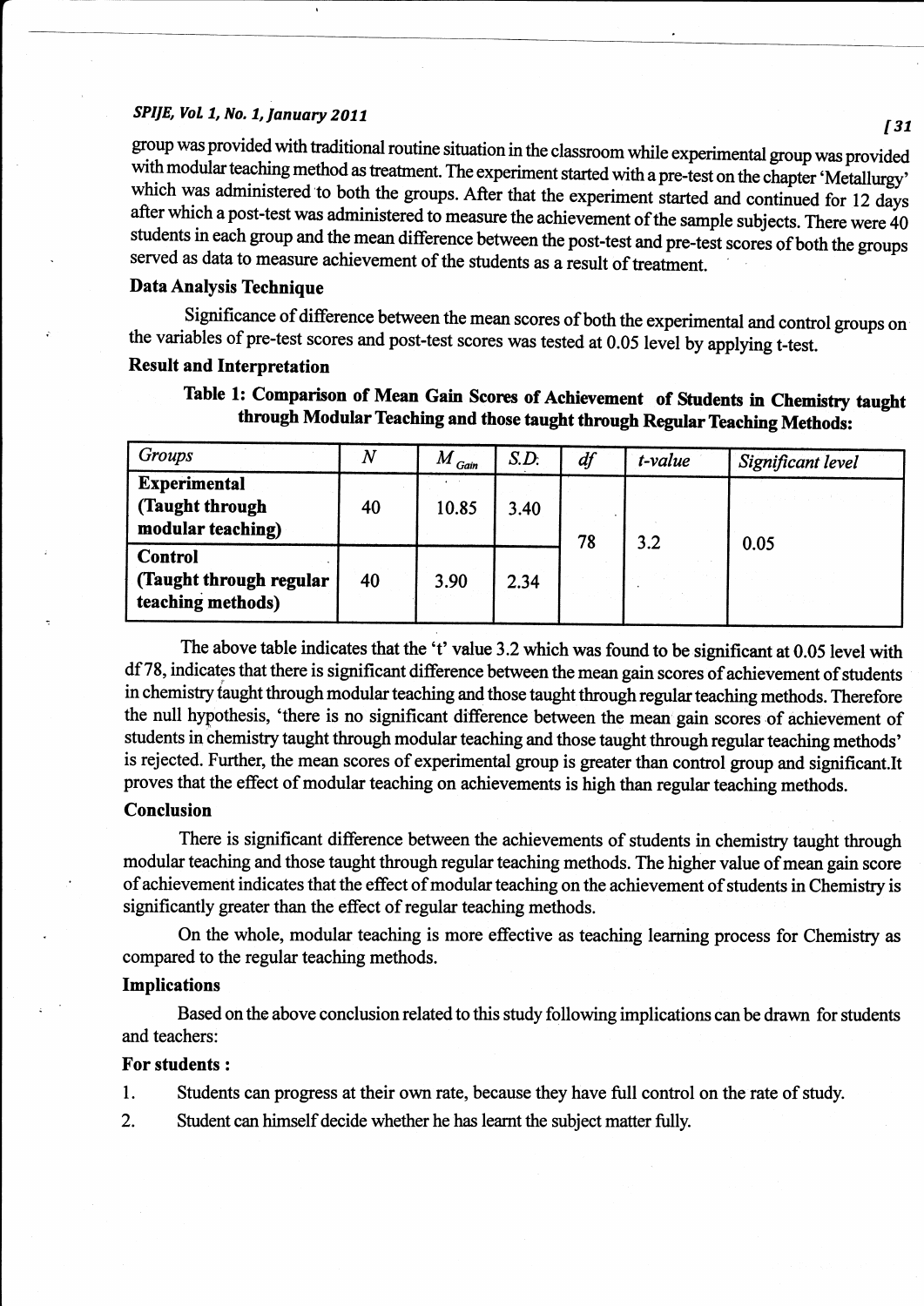group was provided with traditional routine situation in the classroom while experimental group was provided with modular teaching method as treatment. The experiment started with a pre-test on the chapter 'Metallurgy' which was administered to both the groups. After that the experiment started and continued for 12 days after which a post-test was administered to measure the achievement of the sample subjects. There were 40 students in each group and the mean difference between the post-test and pre-test scores of both the groups served as data to measure achievement of the students as a result of treatment.

### Data Analysis Technique

Significance of difference between the mean scores of both the experimental and control groups on the variables of pre-test scores and post-test scores was tested at 0.05 level by applying t-test.

### Result and Interpretation

**Table 1: Comparison of Mean Gain Scores of Achievement of Students in Chemistry taught through Modular Teaching and those taught through Regular Teaching Methods:**

| *Groups* | *N* | $M_{Gain}$ | *S.D.* | *df* | *t-value* | *Significant level* |
|---|---|---|---|---|---|---|
| **Experimental (Taught through modular teaching)** | 40 | 10.85 | 3.40 | 78 | 3.2 | 0.05 |
| **Control (Taught through regular teaching methods)** | 40 | 3.90 | 2.34 | | | |

The above table indicates that the 't' value 3.2 which was found to be significant at 0.05 level with df 78, indicates that there is significant difference between the mean gain scores of achievement of students in chemistry taught through modular teaching and those taught through regular teaching methods. Therefore the null hypothesis, 'there is no significant difference between the mean gain scores of achievement of students in chemistry taught through modular teaching and those taught through regular teaching methods' is rejected. Further, the mean scores of experimental group is greater than control group and significant.It proves that the effect of modular teaching on achievements is high than regular teaching methods.

### Conclusion

There is significant difference between the achievements of students in chemistry taught through modular teaching and those taught through regular teaching methods. The higher value of mean gain score of achievement indicates that the effect of modular teaching on the achievement of students in Chemistry is significantly greater than the effect of regular teaching methods.

On the whole, modular teaching is more effective as teaching learning process for Chemistry as compared to the regular teaching methods.

### Implications

Based on the above conclusion related to this study following implications can be drawn for students and teachers:

**For students :**

1. Students can progress at their own rate, because they have full control on the rate of study.
2. Student can himself decide whether he has learnt the subject matter fully.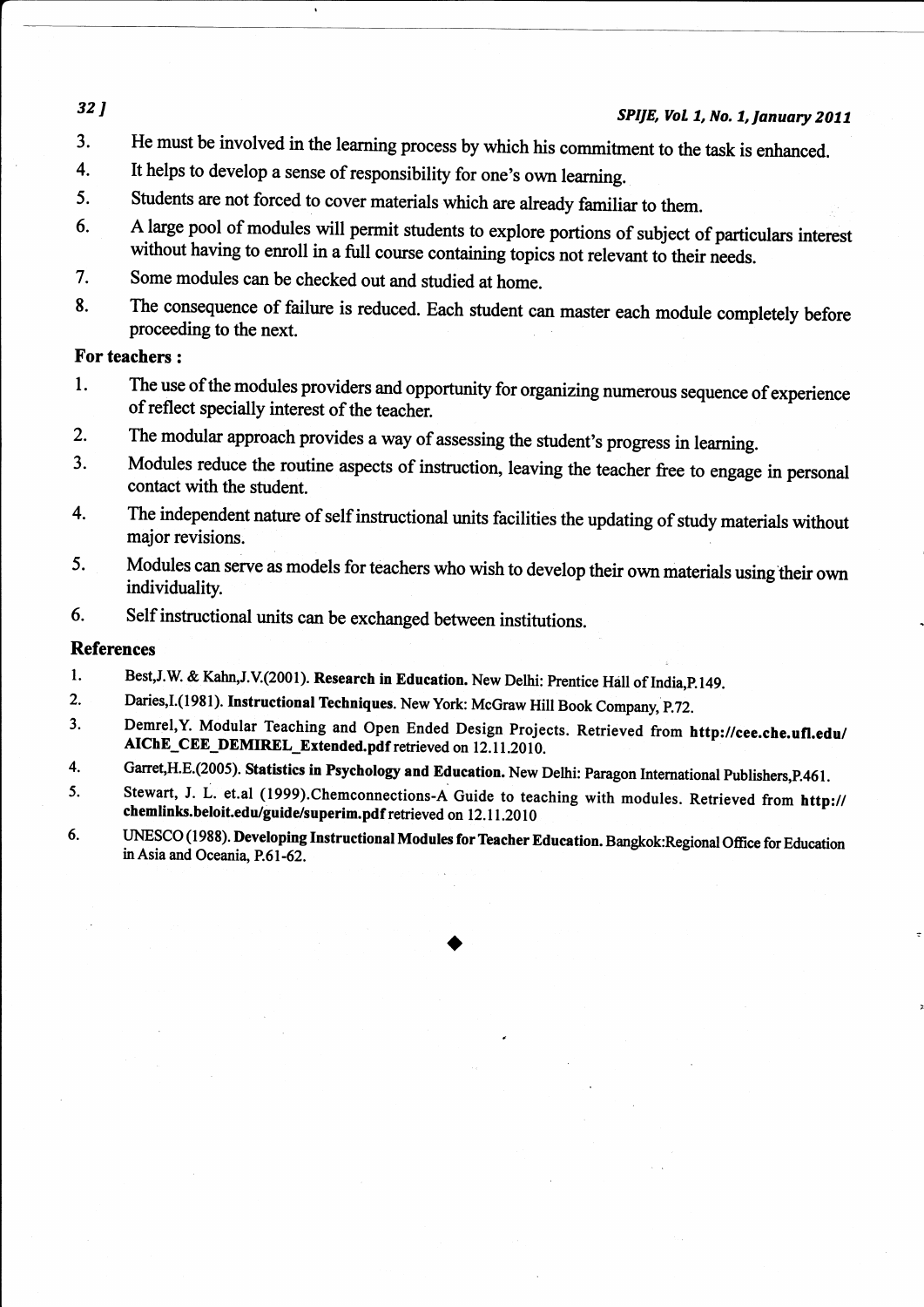3. He must be involved in the learning process by which his commitment to the task is enhanced.
4. It helps to develop a sense of responsibility for one's own learning.
5. Students are not forced to cover materials which are already familiar to them.
6. A large pool of modules will permit students to explore portions of subject of particulars interest without having to enroll in a full course containing topics not relevant to their needs.
7. Some modules can be checked out and studied at home.
8. The consequence of failure is reduced. Each student can master each module completely before proceeding to the next.

**For teachers :**

1. The use of the modules providers and opportunity for organizing numerous sequence of experience of reflect specially interest of the teacher.
2. The modular approach provides a way of assessing the student's progress in learning.
3. Modules reduce the routine aspects of instruction, leaving the teacher free to engage in personal contact with the student.
4. The independent nature of self instructional units facilities the updating of study materials without major revisions.
5. Modules can serve as models for teachers who wish to develop their own materials using their own individuality.
6. Self instructional units can be exchanged between institutions.

## References

1. Best,J.W. & Kahn,J.V.(2001). **Research in Education.** New Delhi: Prentice Hall of India,P.149.
2. Daries,I.(1981). **Instructional Techniques.** New York: McGraw Hill Book Company, P.72.
3. Demrel,Y. Modular Teaching and Open Ended Design Projects. Retrieved from **http://cee.che.ufl.edu/AIChE_CEE_DEMIREL_Extended.pdf** retrieved on 12.11.2010.
4. Garret,H.E.(2005). **Statistics in Psychology and Education.** New Delhi: Paragon International Publishers,P.461.
5. Stewart, J. L. et.al (1999).Chemconnections-A Guide to teaching with modules. Retrieved from **http://chemlinks.beloit.edu/guide/superim.pdf** retrieved on 12.11.2010
6. UNESCO (1988). **Developing Instructional Modules for Teacher Education.** Bangkok:Regional Office for Education in Asia and Oceania, P.61-62.